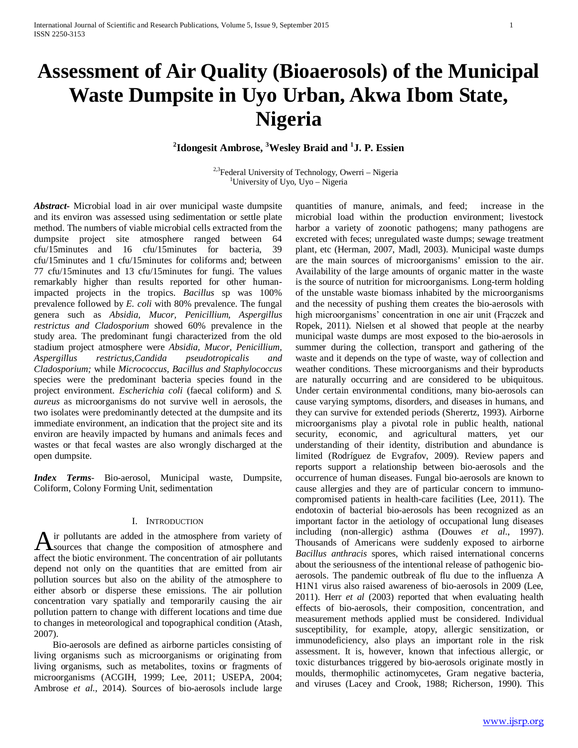# Assessment of Air Quality (Bioaerosols) of the Municipal Waste Dumpsite in Uyo Urban, Akwa Ibom State, Nigeria

**[2]Idongesit Ambrose, [3]Wesley Braid and [1]J. P. Essien**

[2,3]Federal University of Technology, Owerri – Nigeria
[1]University of Uyo, Uyo – Nigeria

***Abstract-*** Microbial load in air over municipal waste dumpsite and its environ was assessed using sedimentation or settle plate method. The numbers of viable microbial cells extracted from the dumpsite project site atmosphere ranged between 64 cfu/15minutes and 16 cfu/15minutes for bacteria, 39 cfu/15minutes and 1 cfu/15minutes for coliforms and; between 77 cfu/15minutes and 13 cfu/15minutes for fungi. The values remarkably higher than results reported for other human-impacted projects in the tropics. *Bacillus* sp was 100% prevalence followed by *E. coli* with 80% prevalence. The fungal genera such as *Absidia, Mucor, Penicillium, Aspergillus restrictus and Cladosporium* showed 60% prevalence in the study area. The predominant fungi characterized from the old stadium project atmosphere were *Absidia, Mucor, Penicillium, Aspergillus restrictus,Candida pseudotropicalis and Cladosporium;* while *Micrococcus, Bacillus and Staphylococcus* species were the predominant bacteria species found in the project environment. *Escherichia coli* (faecal coliform) and *S. aureus* as microorganisms do not survive well in aerosols, the two isolates were predominantly detected at the dumpsite and its immediate environment, an indication that the project site and its environ are heavily impacted by humans and animals feces and wastes or that fecal wastes are also wrongly discharged at the open dumpsite.

***Index Terms***- Bio-aerosol, Municipal waste, Dumpsite, Coliform, Colony Forming Unit, sedimentation

## I. Introduction

Air pollutants are added in the atmosphere from variety of sources that change the composition of atmosphere and affect the biotic environment. The concentration of air pollutants depend not only on the quantities that are emitted from air pollution sources but also on the ability of the atmosphere to either absorb or disperse these emissions. The air pollution concentration vary spatially and temporarily causing the air pollution pattern to change with different locations and time due to changes in meteorological and topographical condition (Atash, 2007).

Bio-aerosols are defined as airborne particles consisting of living organisms such as microorganisms or originating from living organisms, such as metabolites, toxins or fragments of microorganisms (ACGIH, 1999; Lee, 2011; USEPA, 2004; Ambrose *et al*., 2014). Sources of bio-aerosols include large quantities of manure, animals, and feed; increase in the microbial load within the production environment; livestock harbor a variety of zoonotic pathogens; many pathogens are excreted with feces; unregulated waste dumps; sewage treatment plant, etc (Herman, 2007, Madl, 2003). Municipal waste dumps are the main sources of microorganisms' emission to the air. Availability of the large amounts of organic matter in the waste is the source of nutrition for microorganisms. Long-term holding of the unstable waste biomass inhabited by the microorganisms and the necessity of pushing them creates the bio-aerosols with high microorganisms' concentration in one air unit (Frączek and Ropek, 2011). Nielsen et al showed that people at the nearby municipal waste dumps are most exposed to the bio-aerosols in summer during the collection, transport and gathering of the waste and it depends on the type of waste, way of collection and weather conditions. These microorganisms and their byproducts are naturally occurring and are considered to be ubiquitous. Under certain environmental conditions, many bio-aerosols can cause varying symptoms, disorders, and diseases in humans, and they can survive for extended periods (Sherertz, 1993). Airborne microorganisms play a pivotal role in public health, national security, economic, and agricultural matters, yet our understanding of their identity, distribution and abundance is limited (Rodríguez de Evgrafov, 2009). Review papers and reports support a relationship between bio-aerosols and the occurrence of human diseases. Fungal bio-aerosols are known to cause allergies and they are of particular concern to immuno-compromised patients in health-care facilities (Lee, 2011). The endotoxin of bacterial bio-aerosols has been recognized as an important factor in the aetiology of occupational lung diseases including (non-allergic) asthma (Douwes *et al*., 1997). Thousands of Americans were suddenly exposed to airborne *Bacillus anthracis* spores, which raised international concerns about the seriousness of the intentional release of pathogenic bio-aerosols. The pandemic outbreak of flu due to the influenza A H1N1 virus also raised awareness of bio-aerosols in 2009 (Lee, 2011). Herr *et al* (2003) reported that when evaluating health effects of bio-aerosols, their composition, concentration, and measurement methods applied must be considered. Individual susceptibility, for example, atopy, allergic sensitization, or immunodeficiency, also plays an important role in the risk assessment. It is, however, known that infectious allergic, or toxic disturbances triggered by bio-aerosols originate mostly in moulds, thermophilic actinomycetes, Gram negative bacteria, and viruses (Lacey and Crook, 1988; Richerson, 1990). This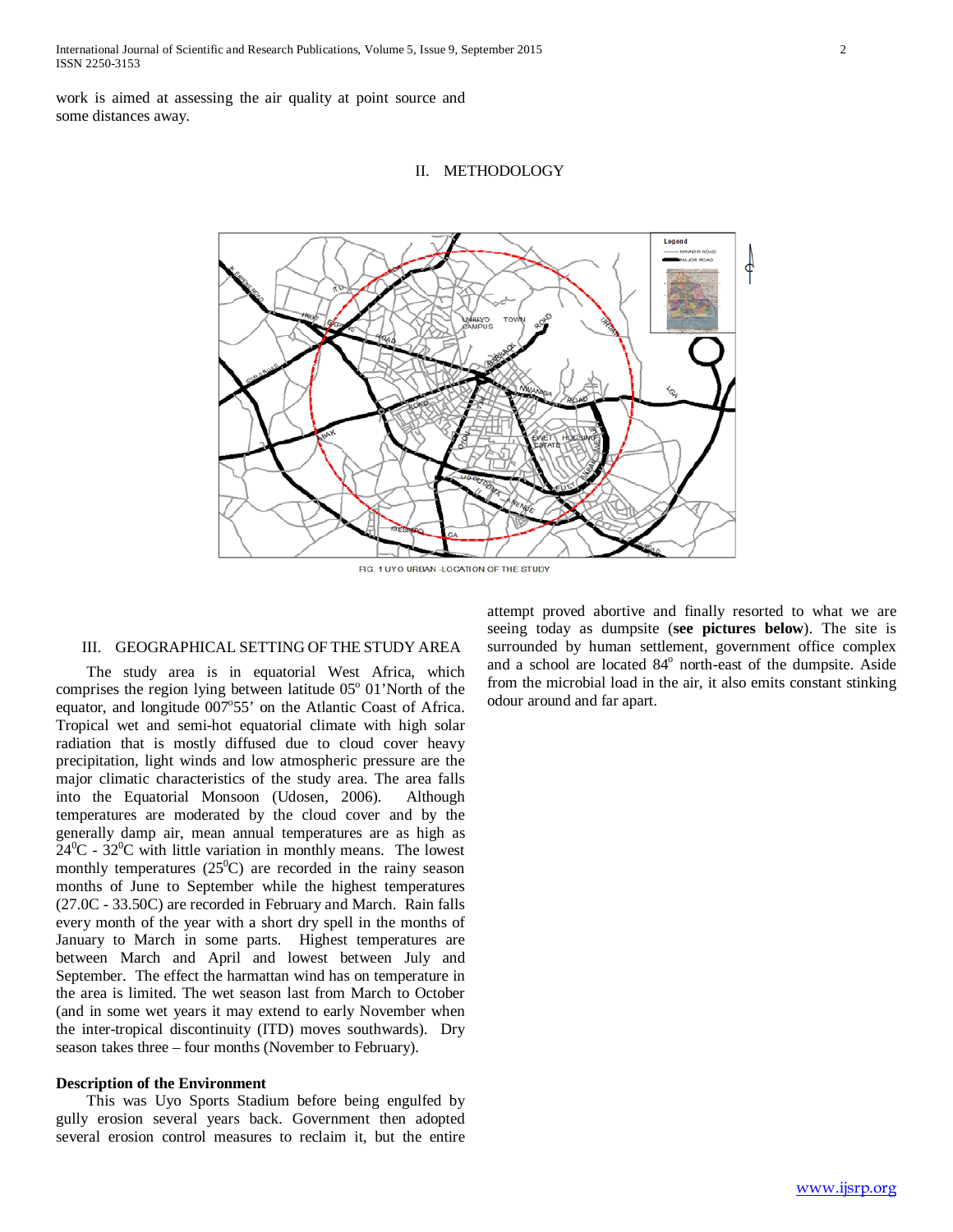work is aimed at assessing the air quality at point source and some distances away.

## II. METHODOLOGY

FIG. 1 UYO URBAN -LOCATION OF THE STUDY

## III. GEOGRAPHICAL SETTING OF THE STUDY AREA

The study area is in equatorial West Africa, which comprises the region lying between latitude 05° 01'North of the equator, and longitude 007°55' on the Atlantic Coast of Africa. Tropical wet and semi-hot equatorial climate with high solar radiation that is mostly diffused due to cloud cover heavy precipitation, light winds and low atmospheric pressure are the major climatic characteristics of the study area. The area falls into the Equatorial Monsoon (Udosen, 2006). Although temperatures are moderated by the cloud cover and by the generally damp air, mean annual temperatures are as high as 24°C - 32°C with little variation in monthly means. The lowest monthly temperatures (25°C) are recorded in the rainy season months of June to September while the highest temperatures (27.0C - 33.50C) are recorded in February and March. Rain falls every month of the year with a short dry spell in the months of January to March in some parts. Highest temperatures are between March and April and lowest between July and September. The effect the harmattan wind has on temperature in the area is limited. The wet season last from March to October (and in some wet years it may extend to early November when the inter-tropical discontinuity (ITD) moves southwards). Dry season takes three – four months (November to February).

**Description of the Environment**

This was Uyo Sports Stadium before being engulfed by gully erosion several years back. Government then adopted several erosion control measures to reclaim it, but the entire attempt proved abortive and finally resorted to what we are seeing today as dumpsite (**see pictures below**). The site is surrounded by human settlement, government office complex and a school are located 84° north-east of the dumpsite. Aside from the microbial load in the air, it also emits constant stinking odour around and far apart.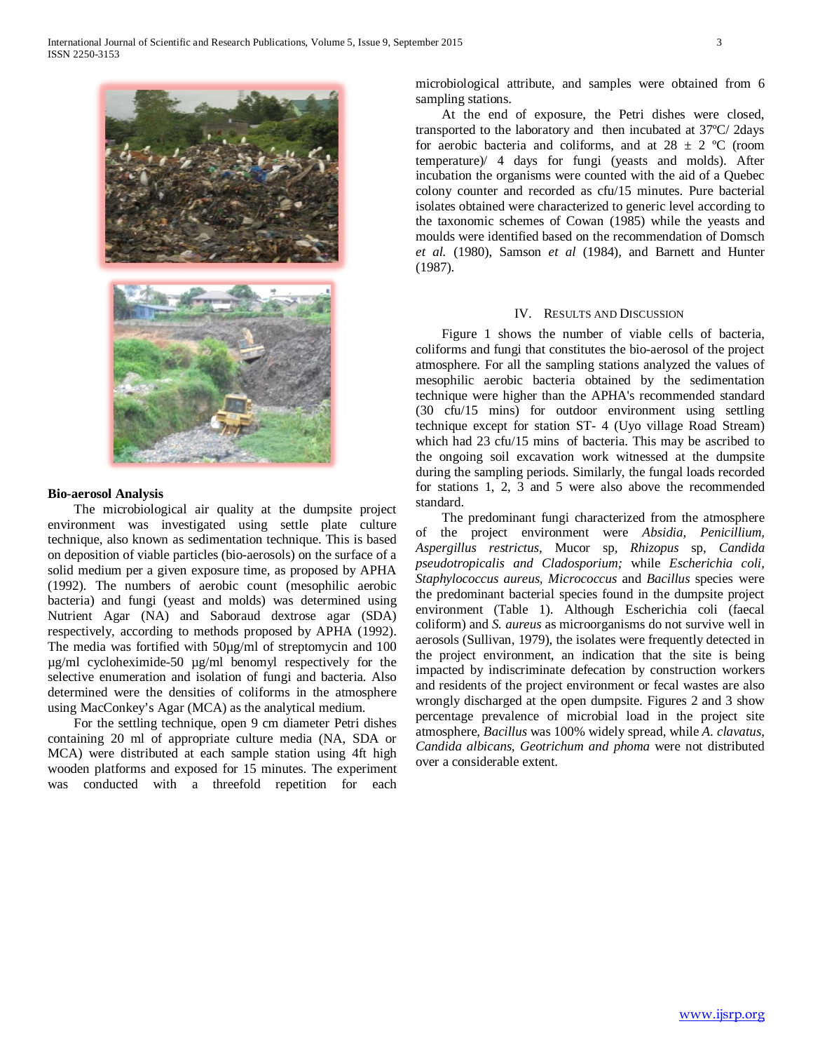**Bio-aerosol Analysis**

The microbiological air quality at the dumpsite project environment was investigated using settle plate culture technique, also known as sedimentation technique. This is based on deposition of viable particles (bio-aerosols) on the surface of a solid medium per a given exposure time, as proposed by APHA (1992). The numbers of aerobic count (mesophilic aerobic bacteria) and fungi (yeast and molds) was determined using Nutrient Agar (NA) and Saboraud dextrose agar (SDA) respectively, according to methods proposed by APHA (1992). The media was fortified with 50µg/ml of streptomycin and 100 µg/ml cycloheximide-50 µg/ml benomyl respectively for the selective enumeration and isolation of fungi and bacteria. Also determined were the densities of coliforms in the atmosphere using MacConkey's Agar (MCA) as the analytical medium.

For the settling technique, open 9 cm diameter Petri dishes containing 20 ml of appropriate culture media (NA, SDA or MCA) were distributed at each sample station using 4ft high wooden platforms and exposed for 15 minutes. The experiment was conducted with a threefold repetition for each microbiological attribute, and samples were obtained from 6 sampling stations.

At the end of exposure, the Petri dishes were closed, transported to the laboratory and then incubated at 37ºC/ 2days for aerobic bacteria and coliforms, and at 28 ± 2 ºC (room temperature)/ 4 days for fungi (yeasts and molds). After incubation the organisms were counted with the aid of a Quebec colony counter and recorded as cfu/15 minutes. Pure bacterial isolates obtained were characterized to generic level according to the taxonomic schemes of Cowan (1985) while the yeasts and moulds were identified based on the recommendation of Domsch *et al.* (1980), Samson *et al* (1984), and Barnett and Hunter (1987).

## IV. Results and Discussion

Figure 1 shows the number of viable cells of bacteria, coliforms and fungi that constitutes the bio-aerosol of the project atmosphere. For all the sampling stations analyzed the values of mesophilic aerobic bacteria obtained by the sedimentation technique were higher than the APHA's recommended standard (30 cfu/15 mins) for outdoor environment using settling technique except for station ST- 4 (Uyo village Road Stream) which had 23 cfu/15 mins of bacteria. This may be ascribed to the ongoing soil excavation work witnessed at the dumpsite during the sampling periods. Similarly, the fungal loads recorded for stations 1, 2, 3 and 5 were also above the recommended standard.

The predominant fungi characterized from the atmosphere of the project environment were *Absidia, Penicillium, Aspergillus restrictus*, Mucor sp, *Rhizopus* sp, *Candida pseudotropicalis and Cladosporium;* while *Escherichia coli, Staphylococcus aureus*, *Micrococcus* and *Bacillus* species were the predominant bacterial species found in the dumpsite project environment (Table 1). Although Escherichia coli (faecal coliform) and *S. aureus* as microorganisms do not survive well in aerosols (Sullivan, 1979), the isolates were frequently detected in the project environment, an indication that the site is being impacted by indiscriminate defecation by construction workers and residents of the project environment or fecal wastes are also wrongly discharged at the open dumpsite. Figures 2 and 3 show percentage prevalence of microbial load in the project site atmosphere, *Bacillus* was 100% widely spread, while *A. clavatus, Candida albicans*, *Geotrichum and phoma* were not distributed over a considerable extent.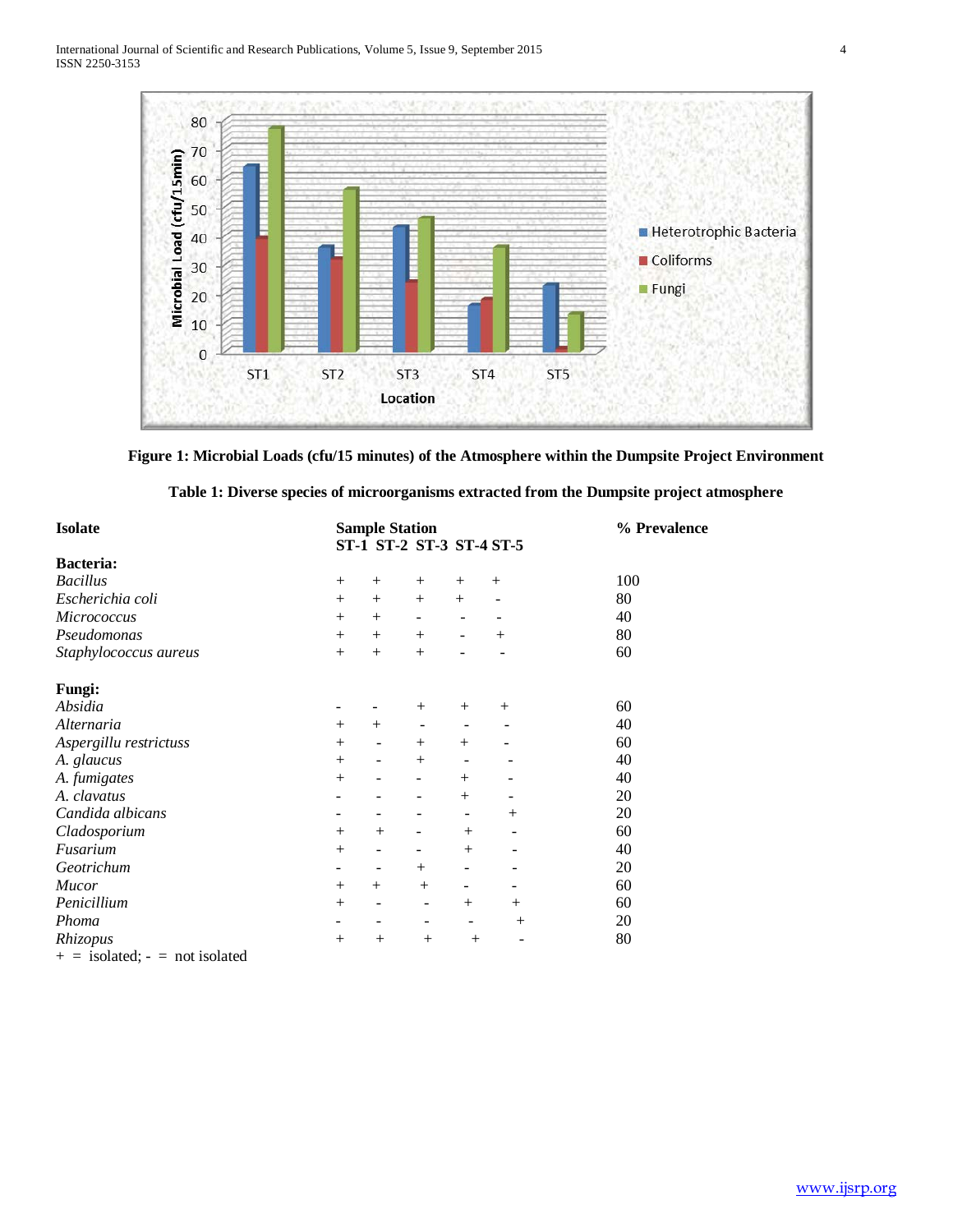Figure 1: Microbial Loads (cfu/15 minutes) of the Atmosphere within the Dumpsite Project Environment

**Table 1: Diverse species of microorganisms extracted from the Dumpsite project atmosphere**

| Isolate | ST-1 | ST-2 | ST-3 | ST-4 | ST-5 | % Prevalence |
|---|---|---|---|---|---|---|
| **Bacteria:** | | | | | | |
| *Bacillus* | + | + | + | + | + | 100 |
| *Escherichia coli* | + | + | + | + | - | 80 |
| *Micrococcus* | + | + | - | - | - | 40 |
| *Pseudomonas* | + | + | + | - | + | 80 |
| *Staphylococcus aureus* | + | + | + | - | - | 60 |
| **Fungi:** | | | | | | |
| *Absidia* | - | - | + | + | + | 60 |
| *Alternaria* | + | + | - | - | - | 40 |
| *Aspergillu restrictuss* | + | - | + | + | - | 60 |
| *A. glaucus* | + | - | + | - | - | 40 |
| *A. fumigates* | + | - | - | + | - | 40 |
| *A. clavatus* | - | - | - | + | - | 20 |
| *Candida albicans* | - | - | - | - | + | 20 |
| *Cladosporium* | + | + | - | + | - | 60 |
| *Fusarium* | + | - | - | + | - | 40 |
| *Geotrichum* | - | - | + | - | - | 20 |
| *Mucor* | + | + | + | - | - | 60 |
| *Penicillium* | + | - | - | + | + | 60 |
| *Phoma* | - | - | - | - | + | 20 |
| *Rhizopus* | + | + | + | + | - | 80 |

+ = isolated; - = not isolated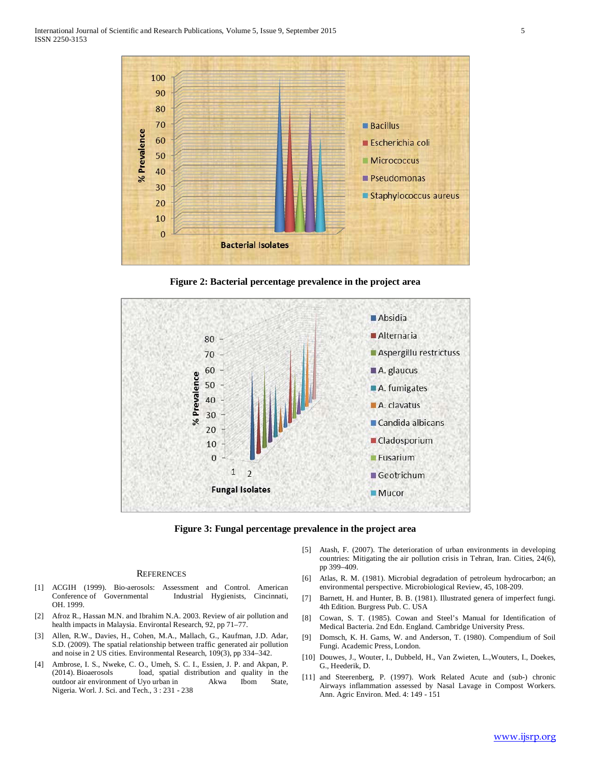Figure 2: Bacterial percentage prevalence in the project area

Figure 3: Fungal percentage prevalence in the project area

## REFERENCES

[1] ACGIH (1999). Bio-aerosols: Assessment and Control. American Conference of Governmental Industrial Hygienists, Cincinnati, OH. 1999.

[2] Afroz R., Hassan M.N. and Ibrahim N.A. 2003. Review of air pollution and health impacts in Malaysia. Environtal Research, 92, pp 71–77.

[3] Allen, R.W., Davies, H., Cohen, M.A., Mallach, G., Kaufman, J.D. Adar, S.D. (2009). The spatial relationship between traffic generated air pollution and noise in 2 US cities. Environmental Research, 109(3), pp 334–342.

[4] Ambrose, I. S., Nweke, C. O., Umeh, S. C. I., Essien, J. P. and Akpan, P. (2014). Bioaerosols load, spatial distribution and quality in the outdoor air environment of Uyo urban in Akwa Ibom State, Nigeria. Worl. J. Sci. and Tech., 3 : 231 - 238

[5] Atash, F. (2007). The deterioration of urban environments in developing countries: Mitigating the air pollution crisis in Tehran, Iran. Cities, 24(6), pp 399–409.

[6] Atlas, R. M. (1981). Microbial degradation of petroleum hydrocarbon; an environmental perspective. Microbiological Review, 45, 108-209.

[7] Barnett, H. and Hunter, B. B. (1981). Illustrated genera of imperfect fungi. 4th Edition. Burgress Pub. C. USA

[8] Cowan, S. T. (1985). Cowan and Steel's Manual for Identification of Medical Bacteria. 2nd Edn. England. Cambridge University Press.

[9] Domsch, K. H. Gams, W. and Anderson, T. (1980). Compendium of Soil Fungi. Academic Press, London.

[10] Douwes, J., Wouter, I., Dubbeld, H., Van Zwieten, L.,Wouters, I., Doekes, G., Heederik, D.

[11] and Steerenberg, P. (1997). Work Related Acute and (sub-) chronic Airways inflammation assessed by Nasal Lavage in Compost Workers. Ann. Agric Environ. Med. 4: 149 - 151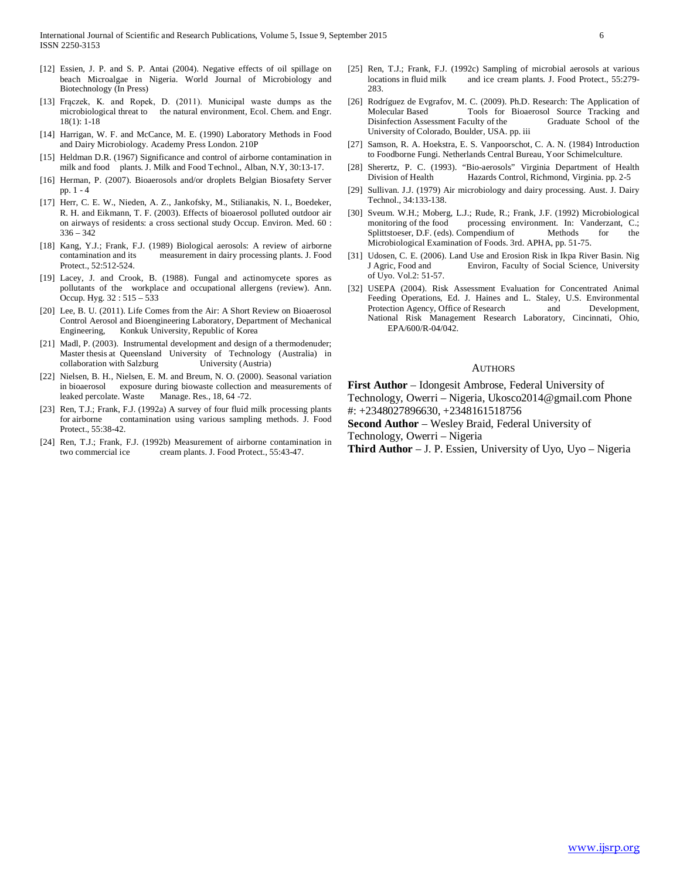[12] Essien, J. P. and S. P. Antai (2004). Negative effects of oil spillage on beach Microalgae in Nigeria. World Journal of Microbiology and Biotechnology (In Press)

[13] Frączek, K. and Ropek, D. (2011). Municipal waste dumps as the microbiological threat to the natural environment, Ecol. Chem. and Engr. 18(1): 1-18

[14] Harrigan, W. F. and McCance, M. E. (1990) Laboratory Methods in Food and Dairy Microbiology. Academy Press London. 210P

[15] Heldman D.R. (1967) Significance and control of airborne contamination in milk and food plants. J. Milk and Food Technol., Alban, N.Y, 30:13-17.

[16] Herman, P. (2007). Bioaerosols and/or droplets Belgian Biosafety Server pp. 1 - 4

[17] Herr, C. E. W., Nieden, A. Z., Jankofsky, M., Stilianakis, N. I., Boedeker, R. H. and Eikmann, T. F. (2003). Effects of bioaerosol polluted outdoor air on airways of residents: a cross sectional study Occup. Environ. Med. 60 : 336 – 342

[18] Kang, Y.J.; Frank, F.J. (1989) Biological aerosols: A review of airborne contamination and its measurement in dairy processing plants. J. Food Protect., 52:512-524.

[19] Lacey, J. and Crook, B. (1988). Fungal and actinomycete spores as pollutants of the workplace and occupational allergens (review). Ann. Occup. Hyg. 32 : 515 – 533

[20] Lee, B. U. (2011). Life Comes from the Air: A Short Review on Bioaerosol Control Aerosol and Bioengineering Laboratory, Department of Mechanical Engineering, Konkuk University, Republic of Korea

[21] Madl, P. (2003). Instrumental development and design of a thermodenuder; Master thesis at Queensland University of Technology (Australia) in collaboration with Salzburg University (Austria)

[22] Nielsen, B. H., Nielsen, E. M. and Breum, N. O. (2000). Seasonal variation in bioaerosol exposure during biowaste collection and measurements of leaked percolate. Waste Manage. Res., 18, 64 -72.

[23] Ren, T.J.; Frank, F.J. (1992a) A survey of four fluid milk processing plants for airborne contamination using various sampling methods. J. Food Protect., 55:38-42.

[24] Ren, T.J.; Frank, F.J. (1992b) Measurement of airborne contamination in two commercial ice cream plants. J. Food Protect., 55:43-47.

[25] Ren, T.J.; Frank, F.J. (1992c) Sampling of microbial aerosols at various locations in fluid milk and ice cream plants. J. Food Protect., 55:279-283.

[26] Rodríguez de Evgrafov, M. C. (2009). Ph.D. Research: The Application of Molecular Based Tools for Bioaerosol Source Tracking and Disinfection Assessment Faculty of the Graduate School of the University of Colorado, Boulder, USA. pp. iii

[27] Samson, R. A. Hoekstra, E. S. Vanpoorschot, C. A. N. (1984) Introduction to Foodborne Fungi. Netherlands Central Bureau, Yoor Schimelculture.

[28] Sherertz, P. C. (1993). "Bio-aerosols" Virginia Department of Health Division of Health Hazards Control, Richmond, Virginia. pp. 2-5

[29] Sullivan. J.J. (1979) Air microbiology and dairy processing. Aust. J. Dairy Technol., 34:133-138.

[30] Sveum. W.H.; Moberg, L.J.; Rude, R.; Frank, J.F. (1992) Microbiological monitoring of the food processing environment. In: Vanderzant, C.; Splittstoeser, D.F. (eds). Compendium of Methods for the Microbiological Examination of Foods. 3rd. APHA, pp. 51-75.

[31] Udosen, C. E. (2006). Land Use and Erosion Risk in Ikpa River Basin. Nig J Agric, Food and Environ, Faculty of Social Science, University of Uyo. Vol.2: 51-57.

[32] USEPA (2004). Risk Assessment Evaluation for Concentrated Animal Feeding Operations, Ed. J. Haines and L. Staley, U.S. Environmental Protection Agency, Office of Research and Development, National Risk Management Research Laboratory, Cincinnati, Ohio, EPA/600/R-04/042.

## Authors

**First Author** – Idongesit Ambrose, Federal University of Technology, Owerri – Nigeria, Ukosco2014@gmail.com Phone #: +2348027896630, +2348161518756

**Second Author** – Wesley Braid, Federal University of Technology, Owerri – Nigeria

**Third Author** – J. P. Essien, University of Uyo, Uyo – Nigeria